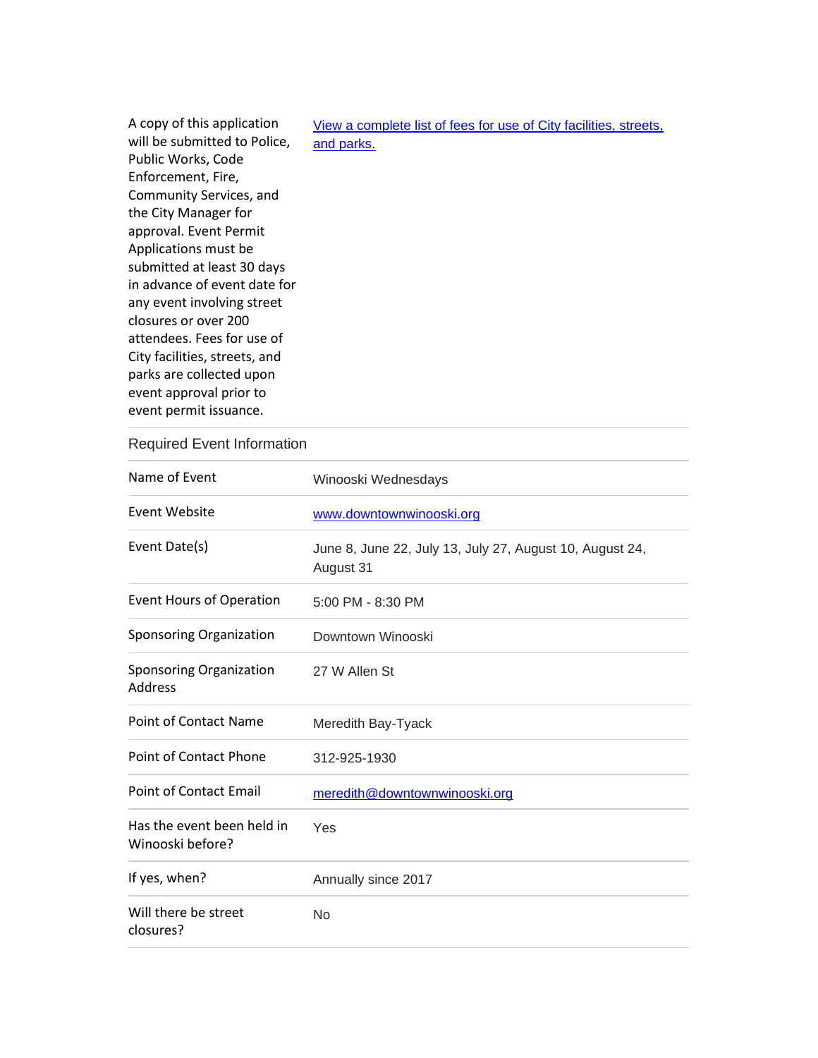| | |
|---|---|
| A copy of this application will be submitted to Police, Public Works, Code Enforcement, Fire, Community Services, and the City Manager for approval. Event Permit Applications must be submitted at least 30 days in advance of event date for any event involving street closures or over 200 attendees. Fees for use of City facilities, streets, and parks are collected upon event approval prior to event permit issuance. | [View a complete list of fees for use of City facilities, streets, and parks.]() |

## Required Event Information

| | |
|---|---|
| Name of Event | Winooski Wednesdays |
| Event Website | www.downtownwinooski.org |
| Event Date(s) | June 8, June 22, July 13, July 27, August 10, August 24, August 31 |
| Event Hours of Operation | 5:00 PM - 8:30 PM |
| Sponsoring Organization | Downtown Winooski |
| Sponsoring Organization Address | 27 W Allen St |
| Point of Contact Name | Meredith Bay-Tyack |
| Point of Contact Phone | 312-925-1930 |
| Point of Contact Email | meredith@downtownwinooski.org |
| Has the event been held in Winooski before? | Yes |
| If yes, when? | Annually since 2017 |
| Will there be street closures? | No |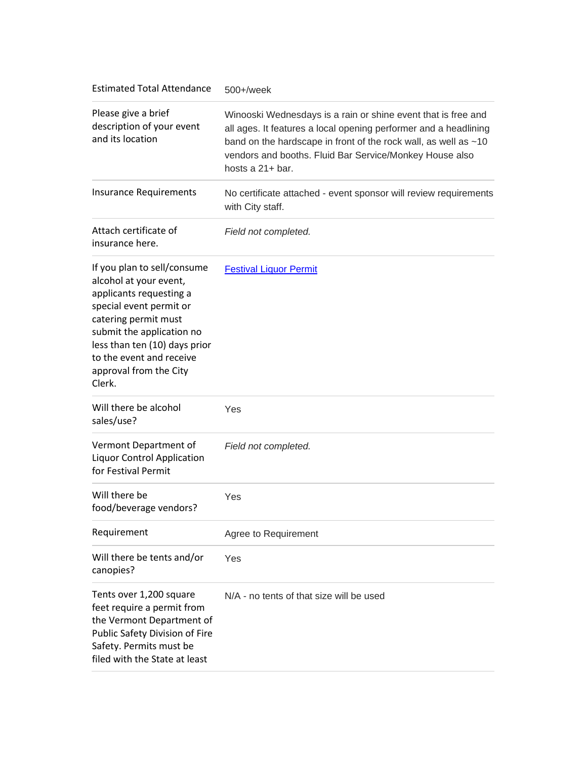| | |
|---|---|
| Estimated Total Attendance | 500+/week |
| Please give a brief description of your event and its location | Winooski Wednesdays is a rain or shine event that is free and all ages. It features a local opening performer and a headlining band on the hardscape in front of the rock wall, as well as ~10 vendors and booths. Fluid Bar Service/Monkey House also hosts a 21+ bar. |
| Insurance Requirements | No certificate attached - event sponsor will review requirements with City staff. |
| Attach certificate of insurance here. | *Field not completed.* |
| If you plan to sell/consume alcohol at your event, applicants requesting a special event permit or catering permit must submit the application no less than ten (10) days prior to the event and receive approval from the City Clerk. | Festival Liquor Permit |
| Will there be alcohol sales/use? | Yes |
| Vermont Department of Liquor Control Application for Festival Permit | *Field not completed.* |
| Will there be food/beverage vendors? | Yes |
| Requirement | Agree to Requirement |
| Will there be tents and/or canopies? | Yes |
| Tents over 1,200 square feet require a permit from the Vermont Department of Public Safety Division of Fire Safety. Permits must be filed with the State at least | N/A - no tents of that size will be used |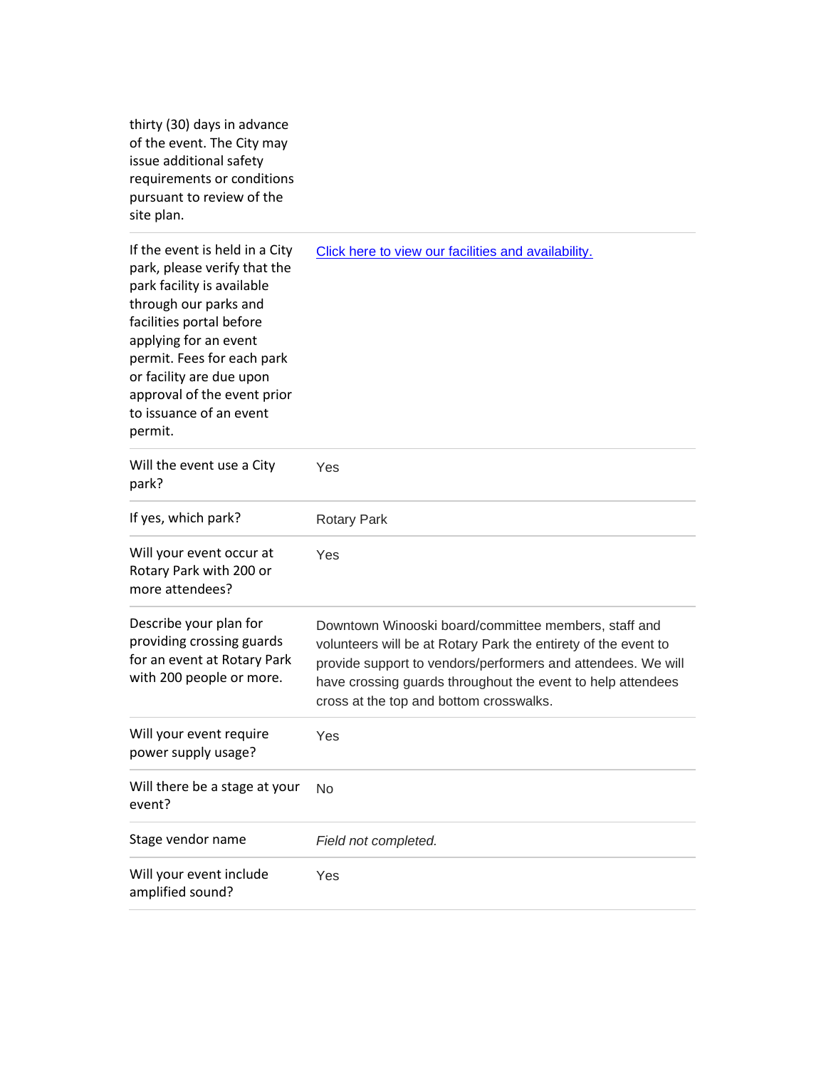| | |
|---|---|
| thirty (30) days in advance of the event. The City may issue additional safety requirements or conditions pursuant to review of the site plan. | |
| If the event is held in a City park, please verify that the park facility is available through our parks and facilities portal before applying for an event permit. Fees for each park or facility are due upon approval of the event prior to issuance of an event permit. | Click here to view our facilities and availability. |
| Will the event use a City park? | Yes |
| If yes, which park? | Rotary Park |
| Will your event occur at Rotary Park with 200 or more attendees? | Yes |
| Describe your plan for providing crossing guards for an event at Rotary Park with 200 people or more. | Downtown Winooski board/committee members, staff and volunteers will be at Rotary Park the entirety of the event to provide support to vendors/performers and attendees. We will have crossing guards throughout the event to help attendees cross at the top and bottom crosswalks. |
| Will your event require power supply usage? | Yes |
| Will there be a stage at your event? | No |
| Stage vendor name | *Field not completed.* |
| Will your event include amplified sound? | Yes |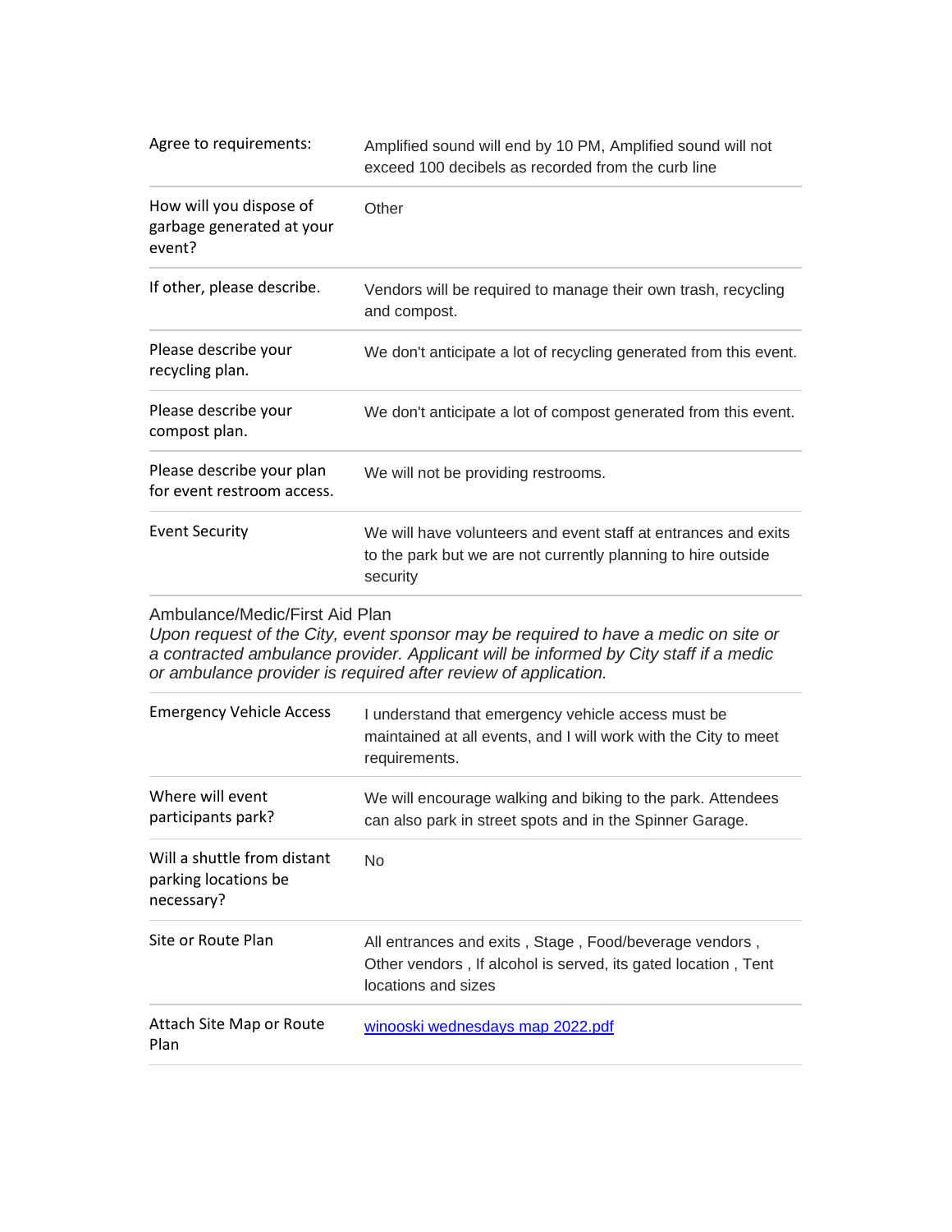| | |
|---|---|
| Agree to requirements: | Amplified sound will end by 10 PM, Amplified sound will not exceed 100 decibels as recorded from the curb line |
| How will you dispose of garbage generated at your event? | Other |
| If other, please describe. | Vendors will be required to manage their own trash, recycling and compost. |
| Please describe your recycling plan. | We don't anticipate a lot of recycling generated from this event. |
| Please describe your compost plan. | We don't anticipate a lot of compost generated from this event. |
| Please describe your plan for event restroom access. | We will not be providing restrooms. |
| Event Security | We will have volunteers and event staff at entrances and exits to the park but we are not currently planning to hire outside security |

Ambulance/Medic/First Aid Plan

*Upon request of the City, event sponsor may be required to have a medic on site or a contracted ambulance provider. Applicant will be informed by City staff if a medic or ambulance provider is required after review of application.*

| | |
|---|---|
| Emergency Vehicle Access | I understand that emergency vehicle access must be maintained at all events, and I will work with the City to meet requirements. |
| Where will event participants park? | We will encourage walking and biking to the park. Attendees can also park in street spots and in the Spinner Garage. |
| Will a shuttle from distant parking locations be necessary? | No |
| Site or Route Plan | All entrances and exits , Stage , Food/beverage vendors , Other vendors , If alcohol is served, its gated location , Tent locations and sizes |
| Attach Site Map or Route Plan | winooski wednesdays map 2022.pdf |